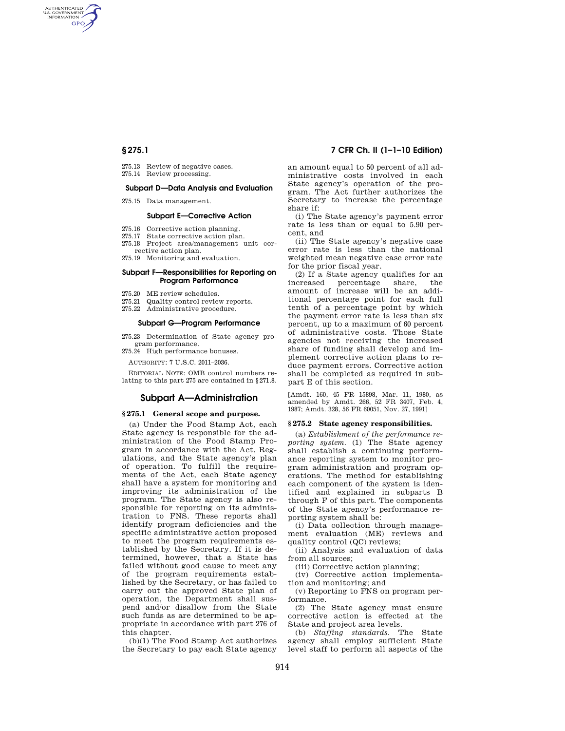275.13 Review of negative cases.
275.14 Review processing.

### Subpart D—Data Analysis and Evaluation

275.15 Data management.

### Subpart E—Corrective Action

275.16 Corrective action planning.
275.17 State corrective action plan.
275.18 Project area/management unit corrective action plan.
275.19 Monitoring and evaluation.

### Subpart F—Responsibilities for Reporting on Program Performance

275.20 ME review schedules.
275.21 Quality control review reports.
275.22 Administrative procedure.

### Subpart G—Program Performance

275.23 Determination of State agency program performance.
275.24 High performance bonuses.

AUTHORITY: 7 U.S.C. 2011–2036.

EDITORIAL NOTE: OMB control numbers relating to this part 275 are contained in §271.8.

## Subpart A—Administration

### § 275.1 General scope and purpose.

(a) Under the Food Stamp Act, each State agency is responsible for the administration of the Food Stamp Program in accordance with the Act, Regulations, and the State agency's plan of operation. To fulfill the requirements of the Act, each State agency shall have a system for monitoring and improving its administration of the program. The State agency is also responsible for reporting on its administration to FNS. These reports shall identify program deficiencies and the specific administrative action proposed to meet the program requirements established by the Secretary. If it is determined, however, that a State has failed without good cause to meet any of the program requirements established by the Secretary, or has failed to carry out the approved State plan of operation, the Department shall suspend and/or disallow from the State such funds as are determined to be appropriate in accordance with part 276 of this chapter.

(b)(1) The Food Stamp Act authorizes the Secretary to pay each State agency an amount equal to 50 percent of all administrative costs involved in each State agency's operation of the program. The Act further authorizes the Secretary to increase the percentage share if:

(i) The State agency's payment error rate is less than or equal to 5.90 percent, and

(ii) The State agency's negative case error rate is less than the national weighted mean negative case error rate for the prior fiscal year.

(2) If a State agency qualifies for an increased percentage share, the amount of increase will be an additional percentage point for each full tenth of a percentage point by which the payment error rate is less than six percent, up to a maximum of 60 percent of administrative costs. Those State agencies not receiving the increased share of funding shall develop and implement corrective action plans to reduce payment errors. Corrective action shall be completed as required in subpart E of this section.

[Amdt. 160, 45 FR 15898, Mar. 11, 1980, as amended by Amdt. 266, 52 FR 3407, Feb. 4, 1987; Amdt. 328, 56 FR 60051, Nov. 27, 1991]

### § 275.2 State agency responsibilities.

(a) *Establishment of the performance reporting system.* (1) The State agency shall establish a continuing performance reporting system to monitor program administration and program operations. The method for establishing each component of the system is identified and explained in subparts B through F of this part. The components of the State agency's performance reporting system shall be:

(i) Data collection through management evaluation (ME) reviews and quality control (QC) reviews;

(ii) Analysis and evaluation of data from all sources;

(iii) Corrective action planning;

(iv) Corrective action implementation and monitoring; and

(v) Reporting to FNS on program performance.

(2) The State agency must ensure corrective action is effected at the State and project area levels.

(b) *Staffing standards.* The State agency shall employ sufficient State level staff to perform all aspects of the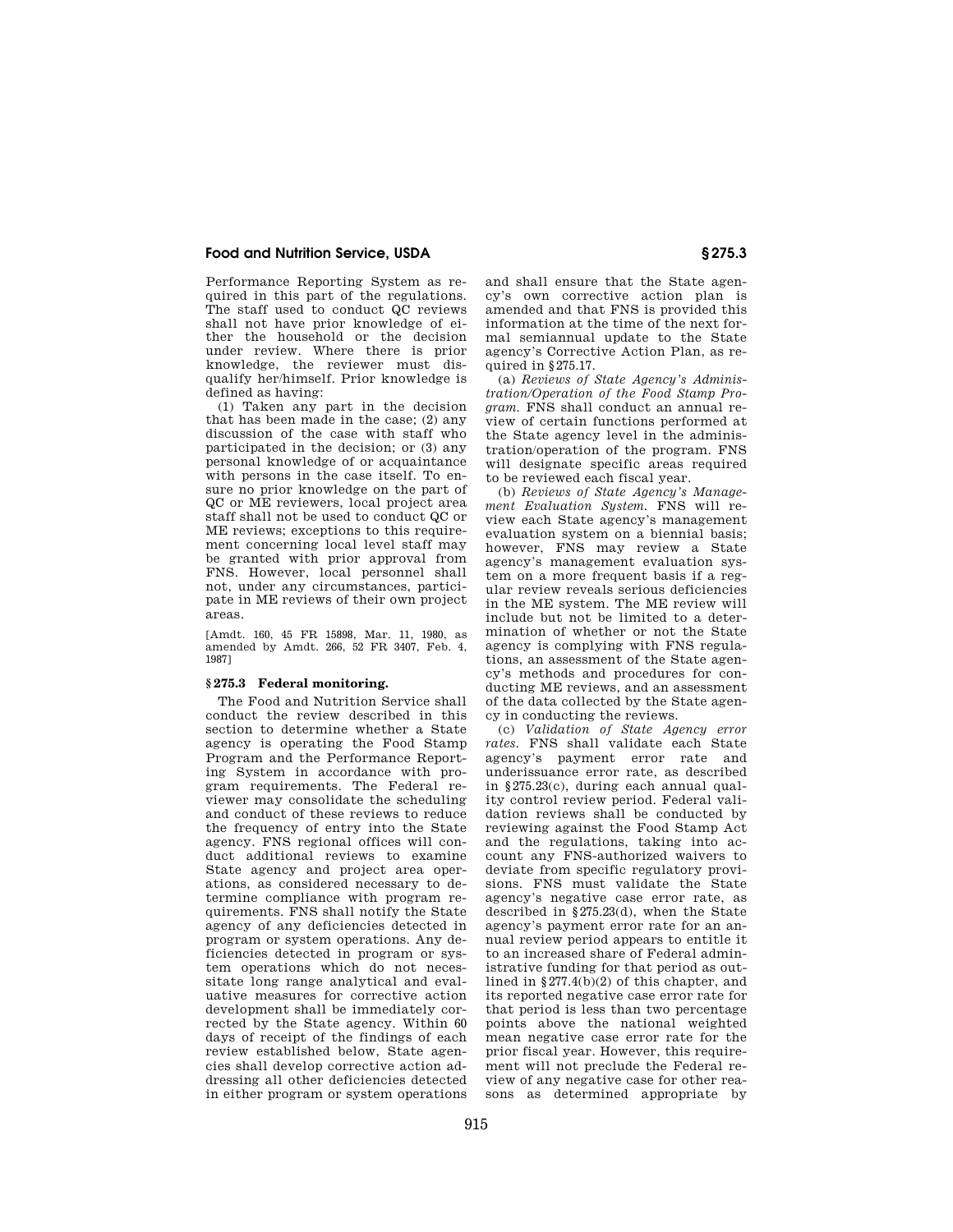Performance Reporting System as required in this part of the regulations. The staff used to conduct QC reviews shall not have prior knowledge of either the household or the decision under review. Where there is prior knowledge, the reviewer must disqualify her/himself. Prior knowledge is defined as having:

(1) Taken any part in the decision that has been made in the case; (2) any discussion of the case with staff who participated in the decision; or (3) any personal knowledge of or acquaintance with persons in the case itself. To ensure no prior knowledge on the part of QC or ME reviewers, local project area staff shall not be used to conduct QC or ME reviews; exceptions to this requirement concerning local level staff may be granted with prior approval from FNS. However, local personnel shall not, under any circumstances, participate in ME reviews of their own project areas.

[Amdt. 160, 45 FR 15898, Mar. 11, 1980, as amended by Amdt. 266, 52 FR 3407, Feb. 4, 1987]

## § 275.3 Federal monitoring.

The Food and Nutrition Service shall conduct the review described in this section to determine whether a State agency is operating the Food Stamp Program and the Performance Reporting System in accordance with program requirements. The Federal reviewer may consolidate the scheduling and conduct of these reviews to reduce the frequency of entry into the State agency. FNS regional offices will conduct additional reviews to examine State agency and project area operations, as considered necessary to determine compliance with program requirements. FNS shall notify the State agency of any deficiencies detected in program or system operations. Any deficiencies detected in program or system operations which do not necessitate long range analytical and evaluative measures for corrective action development shall be immediately corrected by the State agency. Within 60 days of receipt of the findings of each review established below, State agencies shall develop corrective action addressing all other deficiencies detected in either program or system operations and shall ensure that the State agency's own corrective action plan is amended and that FNS is provided this information at the time of the next formal semiannual update to the State agency's Corrective Action Plan, as required in §275.17.

(a) *Reviews of State Agency's Administration/Operation of the Food Stamp Program.* FNS shall conduct an annual review of certain functions performed at the State agency level in the administration/operation of the program. FNS will designate specific areas required to be reviewed each fiscal year.

(b) *Reviews of State Agency's Management Evaluation System.* FNS will review each State agency's management evaluation system on a biennial basis; however, FNS may review a State agency's management evaluation system on a more frequent basis if a regular review reveals serious deficiencies in the ME system. The ME review will include but not be limited to a determination of whether or not the State agency is complying with FNS regulations, an assessment of the State agency's methods and procedures for conducting ME reviews, and an assessment of the data collected by the State agency in conducting the reviews.

(c) *Validation of State Agency error rates.* FNS shall validate each State agency's payment error rate and underissuance error rate, as described in §275.23(c), during each annual quality control review period. Federal validation reviews shall be conducted by reviewing against the Food Stamp Act and the regulations, taking into account any FNS-authorized waivers to deviate from specific regulatory provisions. FNS must validate the State agency's negative case error rate, as described in §275.23(d), when the State agency's payment error rate for an annual review period appears to entitle it to an increased share of Federal administrative funding for that period as outlined in §277.4(b)(2) of this chapter, and its reported negative case error rate for that period is less than two percentage points above the national weighted mean negative case error rate for the prior fiscal year. However, this requirement will not preclude the Federal review of any negative case for other reasons as determined appropriate by